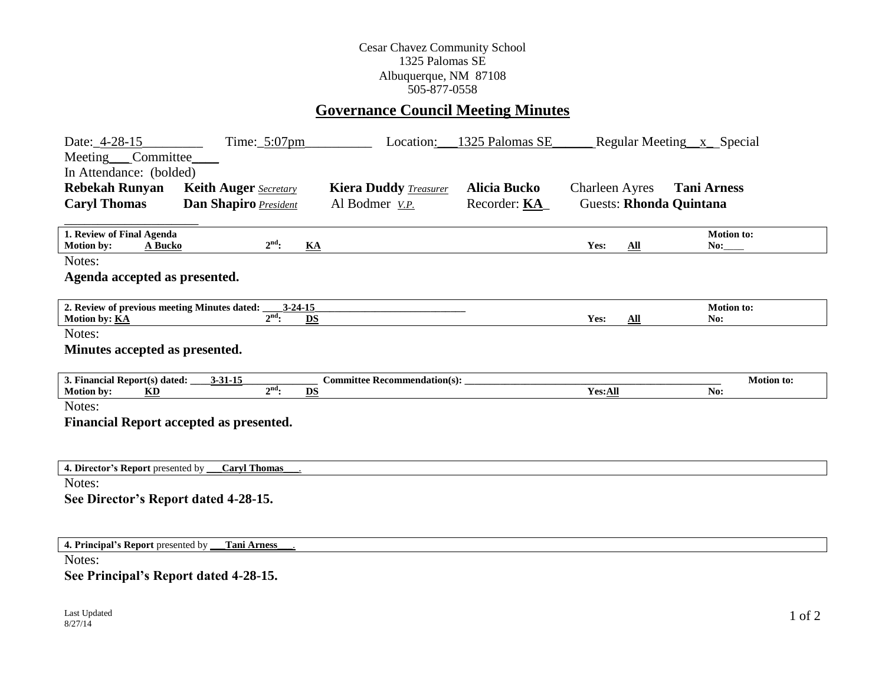Cesar Chavez Community School
1325 Palomas SE
Albuquerque, NM 87108
505-877-0558

# Governance Council Meeting Minutes

Date: 4-28-15 Time: 5:07pm Location: 1325 Palomas SE Regular Meeting x Special Meeting___ Committee____

In Attendance: (bolded)

| | | | | | |
|---|---|---|---|---|---|
| **Rebekah Runyan** | **Keith Auger** *Secretary* | **Kiera Duddy** *Treasurer* | **Alicia Bucko** | Charleen Ayres | **Tani Arness** |
| **Caryl Thomas** | **Dan Shapiro** *President* | Al Bodmer *V.P.* | Recorder: **KA** | Guests: **Rhonda Quintana** | |

| **1. Review of Final Agenda** | | | | | **Motion to:** |
|---|---|---|---|---|---|
| **Motion by:** **A Bucko** | **2nd:** **KA** | | **Yes:** **All** | | **No:**____ |

Notes:

**Agenda accepted as presented.**

| **2. Review of previous meeting Minutes dated:** **3-24-15** | | | **Motion to:** |
|---|---|---|---|
| **Motion by: KA** | **2nd:** **DS** | **Yes:** **All** | **No:** |

Notes:

**Minutes accepted as presented.**

| **3. Financial Report(s) dated:** **3-31-15** | **Committee Recommendation(s):** | | **Motion to:** |
|---|---|---|---|
| **Motion by:** **KD** | **2nd:** **DS** | **Yes: All** | **No:** |

Notes:

**Financial Report accepted as presented.**

**4. Director's Report** presented by **Caryl Thomas**.

Notes:

**See Director's Report dated 4-28-15.**

**4. Principal's Report** presented by **Tani Arness**.

Notes:

**See Principal's Report dated 4-28-15.**

Last Updated
8/27/14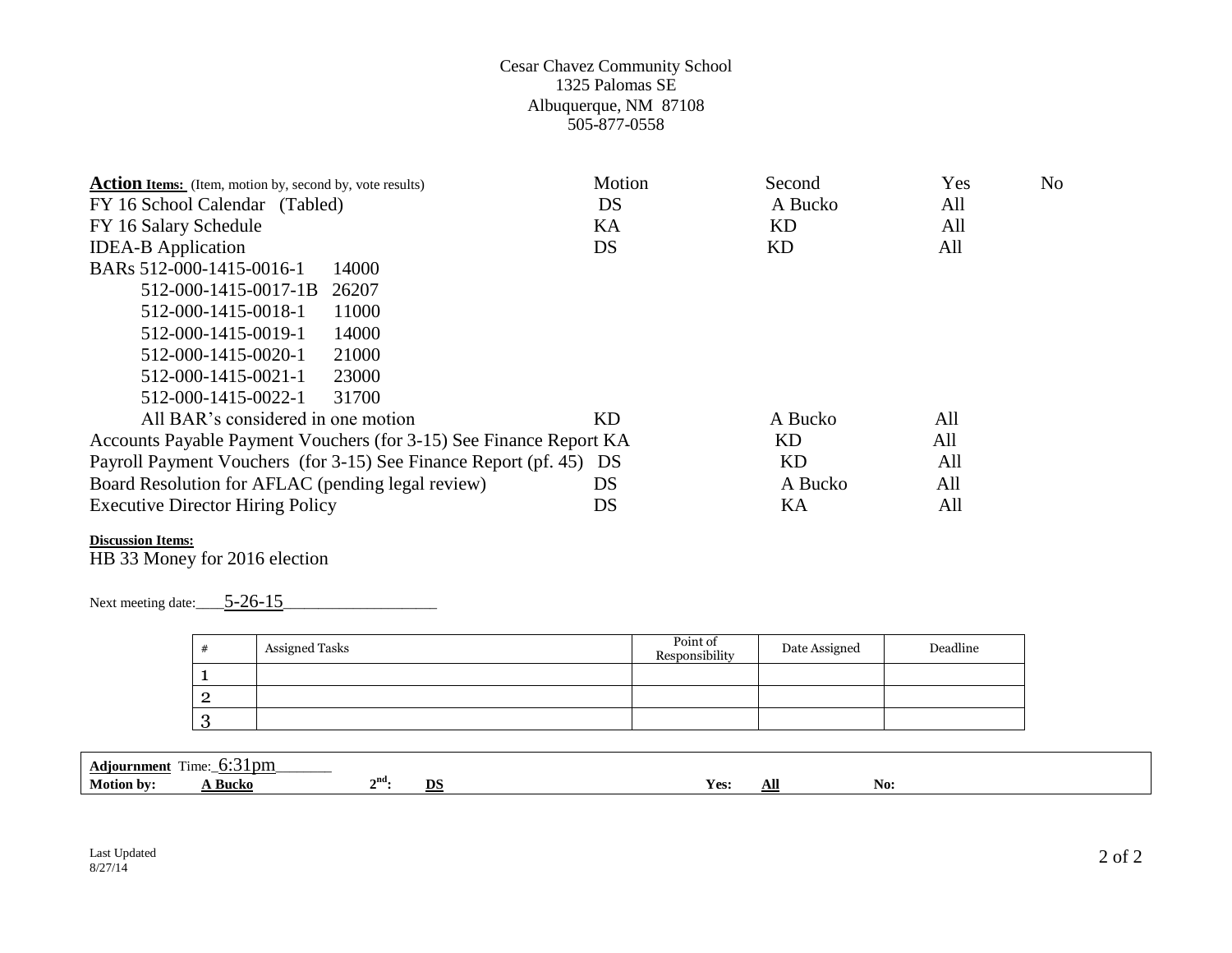Cesar Chavez Community School
1325 Palomas SE
Albuquerque, NM 87108
505-877-0558

| **Action Items:** (Item, motion by, second by, vote results) | Motion | Second | Yes | No |
|---|---|---|---|---|
| FY 16 School Calendar (Tabled) | DS | A Bucko | All | |
| FY 16 Salary Schedule | KA | KD | All | |
| IDEA-B Application | DS | KD | All | |
| BARs 512-000-1415-0016-1 14000 | | | | |
| 512-000-1415-0017-1B 26207 | | | | |
| 512-000-1415-0018-1 11000 | | | | |
| 512-000-1415-0019-1 14000 | | | | |
| 512-000-1415-0020-1 21000 | | | | |
| 512-000-1415-0021-1 23000 | | | | |
| 512-000-1415-0022-1 31700 | | | | |
| All BAR's considered in one motion | KD | A Bucko | All | |
| Accounts Payable Payment Vouchers (for 3-15) See Finance Report | KA | KD | All | |
| Payroll Payment Vouchers (for 3-15) See Finance Report (pf. 45) | DS | KD | All | |
| Board Resolution for AFLAC (pending legal review) | DS | A Bucko | All | |
| Executive Director Hiring Policy | DS | KA | All | |

**Discussion Items:**

HB 33 Money for 2016 election

Next meeting date: 5-26-15

| # | Assigned Tasks | Point of Responsibility | Date Assigned | Deadline |
|---|---|---|---|---|
| 1 | | | | |
| 2 | | | | |
| 3 | | | | |

| **Adjournment** Time: 6:31pm | | | | |
|---|---|---|---|---|
| **Motion by:** A Bucko | **2nd:** DS | **Yes:** All | **No:** | |

Last Updated
8/27/14